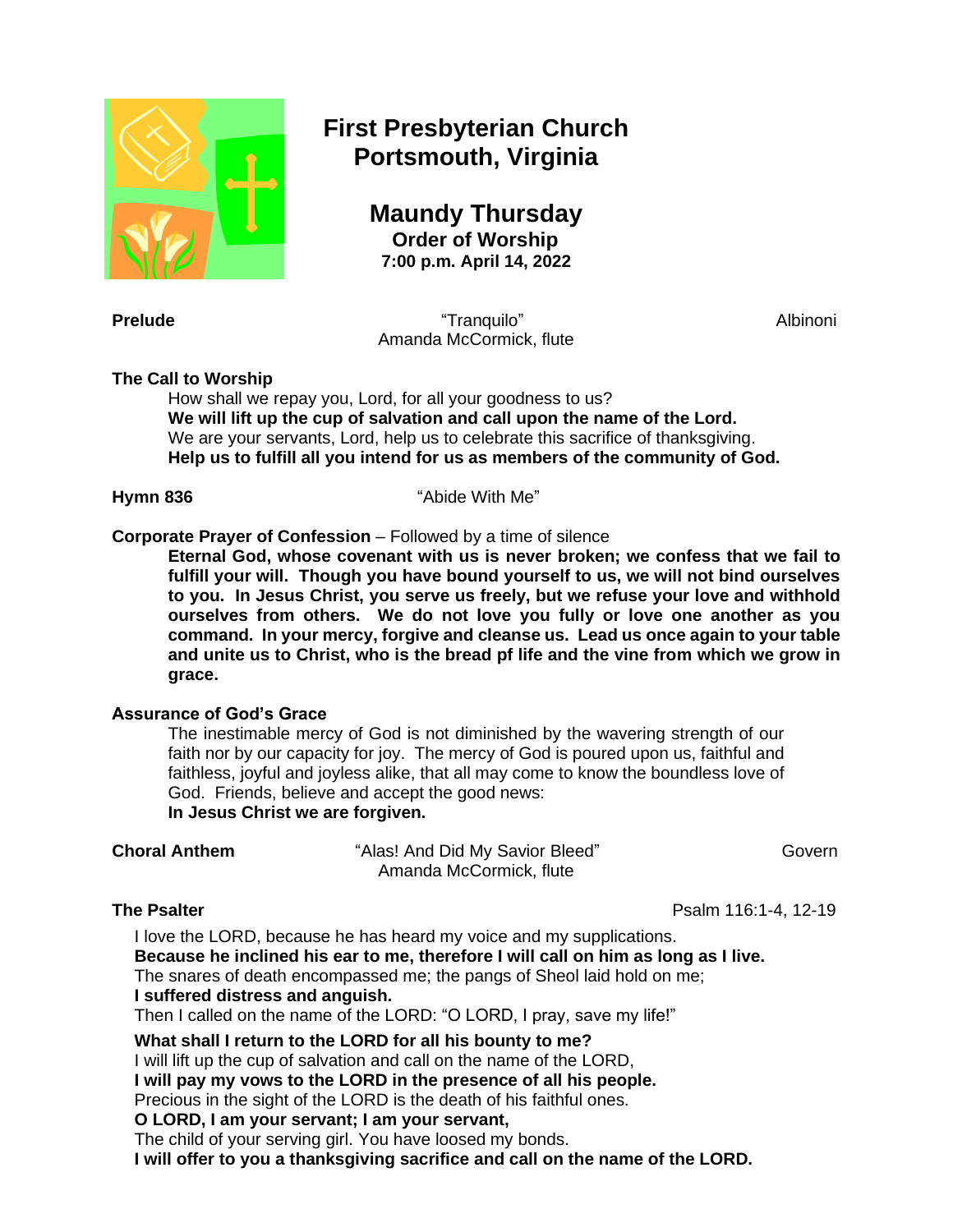# First Presbyterian Church
# Portsmouth, Virginia

## Maundy Thursday
### Order of Worship
**7:00 p.m. April 14, 2022**

**Prelude** "Tranquilo" Albinoni
Amanda McCormick, flute

**The Call to Worship**

How shall we repay you, Lord, for all your goodness to us?
**We will lift up the cup of salvation and call upon the name of the Lord.**
We are your servants, Lord, help us to celebrate this sacrifice of thanksgiving.
**Help us to fulfill all you intend for us as members of the community of God.**

**Hymn 836** "Abide With Me"

**Corporate Prayer of Confession** – Followed by a time of silence

**Eternal God, whose covenant with us is never broken; we confess that we fail to fulfill your will. Though you have bound yourself to us, we will not bind ourselves to you. In Jesus Christ, you serve us freely, but we refuse your love and withhold ourselves from others. We do not love you fully or love one another as you command. In your mercy, forgive and cleanse us. Lead us once again to your table and unite us to Christ, who is the bread pf life and the vine from which we grow in grace.**

**Assurance of God's Grace**

The inestimable mercy of God is not diminished by the wavering strength of our faith nor by our capacity for joy. The mercy of God is poured upon us, faithful and faithless, joyful and joyless alike, that all may come to know the boundless love of God. Friends, believe and accept the good news:
**In Jesus Christ we are forgiven.**

**Choral Anthem** "Alas! And Did My Savior Bleed" Govern
Amanda McCormick, flute

**The Psalter** Psalm 116:1-4, 12-19

I love the LORD, because he has heard my voice and my supplications.
**Because he inclined his ear to me, therefore I will call on him as long as I live.**
The snares of death encompassed me; the pangs of Sheol laid hold on me;
**I suffered distress and anguish.**
Then I called on the name of the LORD: "O LORD, I pray, save my life!"

**What shall I return to the LORD for all his bounty to me?**
I will lift up the cup of salvation and call on the name of the LORD,
**I will pay my vows to the LORD in the presence of all his people.**
Precious in the sight of the LORD is the death of his faithful ones.
**O LORD, I am your servant; I am your servant,**
The child of your serving girl. You have loosed my bonds.
**I will offer to you a thanksgiving sacrifice and call on the name of the LORD.**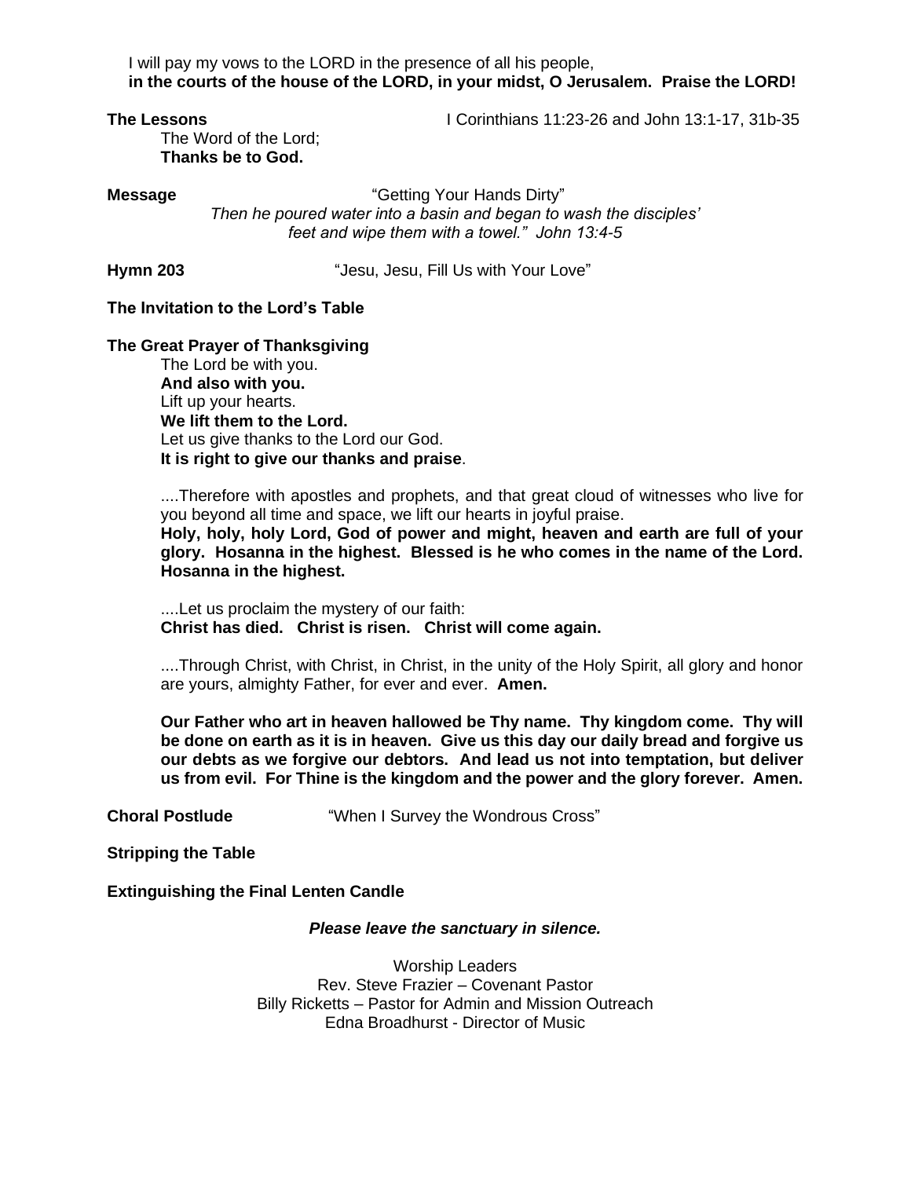I will pay my vows to the LORD in the presence of all his people,
**in the courts of the house of the LORD, in your midst, O Jerusalem. Praise the LORD!**

**The Lessons** I Corinthians 11:23-26 and John 13:1-17, 31b-35

The Word of the Lord;
**Thanks be to God.**

**Message** "Getting Your Hands Dirty"

*Then he poured water into a basin and began to wash the disciples' feet and wipe them with a towel." John 13:4-5*

**Hymn 203** "Jesu, Jesu, Fill Us with Your Love"

**The Invitation to the Lord's Table**

**The Great Prayer of Thanksgiving**

The Lord be with you.
**And also with you.**
Lift up your hearts.
**We lift them to the Lord.**
Let us give thanks to the Lord our God.
**It is right to give our thanks and praise**.

....Therefore with apostles and prophets, and that great cloud of witnesses who live for you beyond all time and space, we lift our hearts in joyful praise.
**Holy, holy, holy Lord, God of power and might, heaven and earth are full of your glory. Hosanna in the highest. Blessed is he who comes in the name of the Lord. Hosanna in the highest.**

....Let us proclaim the mystery of our faith:
**Christ has died. Christ is risen. Christ will come again.**

....Through Christ, with Christ, in Christ, in the unity of the Holy Spirit, all glory and honor are yours, almighty Father, for ever and ever. **Amen.**

**Our Father who art in heaven hallowed be Thy name. Thy kingdom come. Thy will be done on earth as it is in heaven. Give us this day our daily bread and forgive us our debts as we forgive our debtors. And lead us not into temptation, but deliver us from evil. For Thine is the kingdom and the power and the glory forever. Amen.**

**Choral Postlude** "When I Survey the Wondrous Cross"

**Stripping the Table**

**Extinguishing the Final Lenten Candle**

***Please leave the sanctuary in silence.***

Worship Leaders
Rev. Steve Frazier – Covenant Pastor
Billy Ricketts – Pastor for Admin and Mission Outreach
Edna Broadhurst - Director of Music